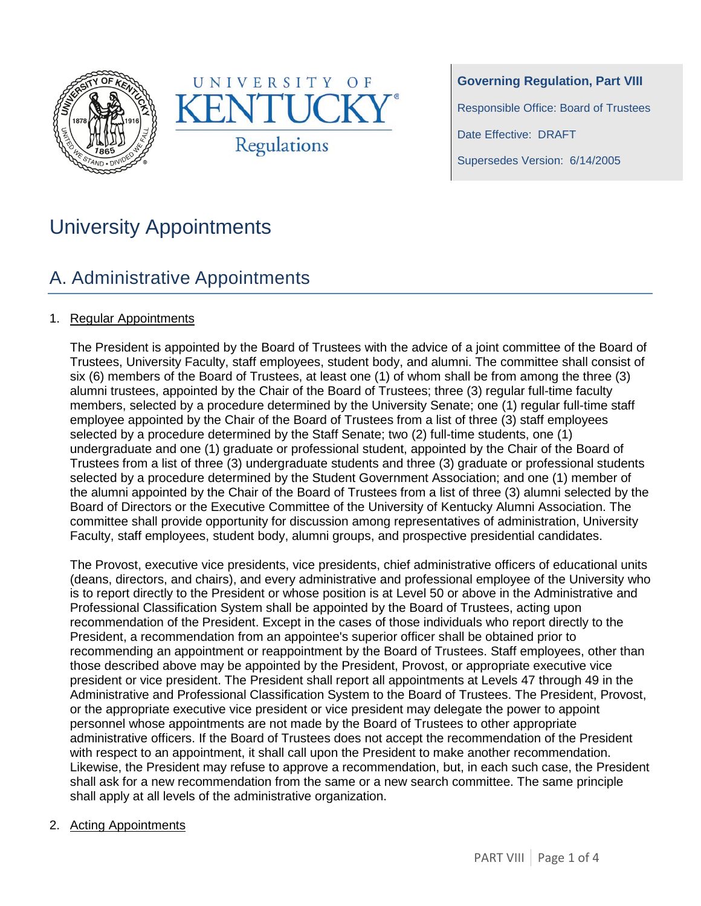University of Kentucky Regulations

**Governing Regulation, Part VIII**

Responsible Office: Board of Trustees

Date Effective: DRAFT

Supersedes Version: 6/14/2005

# University Appointments

## A. Administrative Appointments

1. Regular Appointments

   The President is appointed by the Board of Trustees with the advice of a joint committee of the Board of Trustees, University Faculty, staff employees, student body, and alumni. The committee shall consist of six (6) members of the Board of Trustees, at least one (1) of whom shall be from among the three (3) alumni trustees, appointed by the Chair of the Board of Trustees; three (3) regular full-time faculty members, selected by a procedure determined by the University Senate; one (1) regular full-time staff employee appointed by the Chair of the Board of Trustees from a list of three (3) staff employees selected by a procedure determined by the Staff Senate; two (2) full-time students, one (1) undergraduate and one (1) graduate or professional student, appointed by the Chair of the Board of Trustees from a list of three (3) undergraduate students and three (3) graduate or professional students selected by a procedure determined by the Student Government Association; and one (1) member of the alumni appointed by the Chair of the Board of Trustees from a list of three (3) alumni selected by the Board of Directors or the Executive Committee of the University of Kentucky Alumni Association. The committee shall provide opportunity for discussion among representatives of administration, University Faculty, staff employees, student body, alumni groups, and prospective presidential candidates.

   The Provost, executive vice presidents, vice presidents, chief administrative officers of educational units (deans, directors, and chairs), and every administrative and professional employee of the University who is to report directly to the President or whose position is at Level 50 or above in the Administrative and Professional Classification System shall be appointed by the Board of Trustees, acting upon recommendation of the President. Except in the cases of those individuals who report directly to the President, a recommendation from an appointee's superior officer shall be obtained prior to recommending an appointment or reappointment by the Board of Trustees. Staff employees, other than those described above may be appointed by the President, Provost, or appropriate executive vice president or vice president. The President shall report all appointments at Levels 47 through 49 in the Administrative and Professional Classification System to the Board of Trustees. The President, Provost, or the appropriate executive vice president or vice president may delegate the power to appoint personnel whose appointments are not made by the Board of Trustees to other appropriate administrative officers. If the Board of Trustees does not accept the recommendation of the President with respect to an appointment, it shall call upon the President to make another recommendation. Likewise, the President may refuse to approve a recommendation, but, in each such case, the President shall ask for a new recommendation from the same or a new search committee. The same principle shall apply at all levels of the administrative organization.

2. Acting Appointments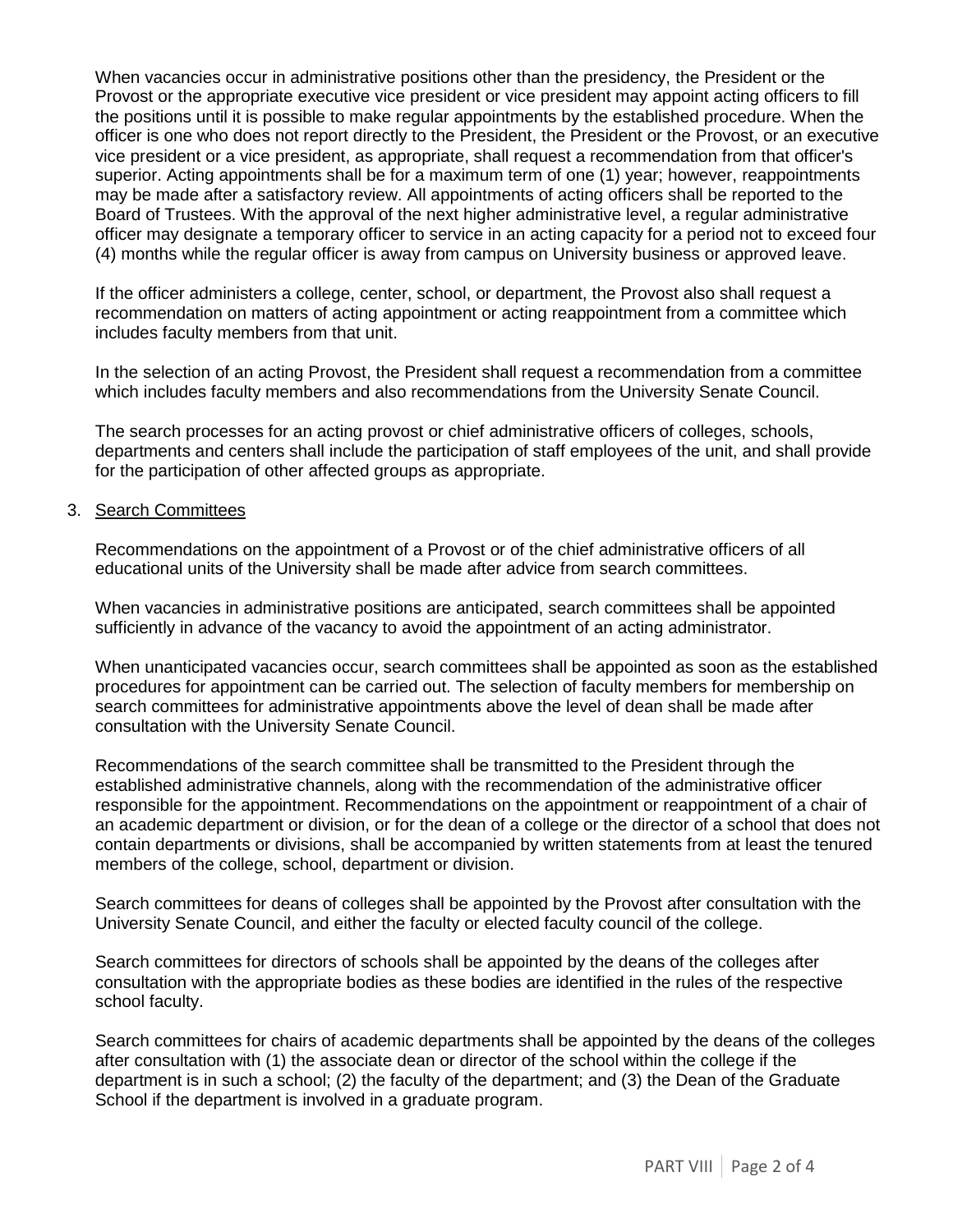When vacancies occur in administrative positions other than the presidency, the President or the Provost or the appropriate executive vice president or vice president may appoint acting officers to fill the positions until it is possible to make regular appointments by the established procedure. When the officer is one who does not report directly to the President, the President or the Provost, or an executive vice president or a vice president, as appropriate, shall request a recommendation from that officer's superior. Acting appointments shall be for a maximum term of one (1) year; however, reappointments may be made after a satisfactory review. All appointments of acting officers shall be reported to the Board of Trustees. With the approval of the next higher administrative level, a regular administrative officer may designate a temporary officer to service in an acting capacity for a period not to exceed four (4) months while the regular officer is away from campus on University business or approved leave.

If the officer administers a college, center, school, or department, the Provost also shall request a recommendation on matters of acting appointment or acting reappointment from a committee which includes faculty members from that unit.

In the selection of an acting Provost, the President shall request a recommendation from a committee which includes faculty members and also recommendations from the University Senate Council.

The search processes for an acting provost or chief administrative officers of colleges, schools, departments and centers shall include the participation of staff employees of the unit, and shall provide for the participation of other affected groups as appropriate.

3. Search Committees

Recommendations on the appointment of a Provost or of the chief administrative officers of all educational units of the University shall be made after advice from search committees.

When vacancies in administrative positions are anticipated, search committees shall be appointed sufficiently in advance of the vacancy to avoid the appointment of an acting administrator.

When unanticipated vacancies occur, search committees shall be appointed as soon as the established procedures for appointment can be carried out. The selection of faculty members for membership on search committees for administrative appointments above the level of dean shall be made after consultation with the University Senate Council.

Recommendations of the search committee shall be transmitted to the President through the established administrative channels, along with the recommendation of the administrative officer responsible for the appointment. Recommendations on the appointment or reappointment of a chair of an academic department or division, or for the dean of a college or the director of a school that does not contain departments or divisions, shall be accompanied by written statements from at least the tenured members of the college, school, department or division.

Search committees for deans of colleges shall be appointed by the Provost after consultation with the University Senate Council, and either the faculty or elected faculty council of the college.

Search committees for directors of schools shall be appointed by the deans of the colleges after consultation with the appropriate bodies as these bodies are identified in the rules of the respective school faculty.

Search committees for chairs of academic departments shall be appointed by the deans of the colleges after consultation with (1) the associate dean or director of the school within the college if the department is in such a school; (2) the faculty of the department; and (3) the Dean of the Graduate School if the department is involved in a graduate program.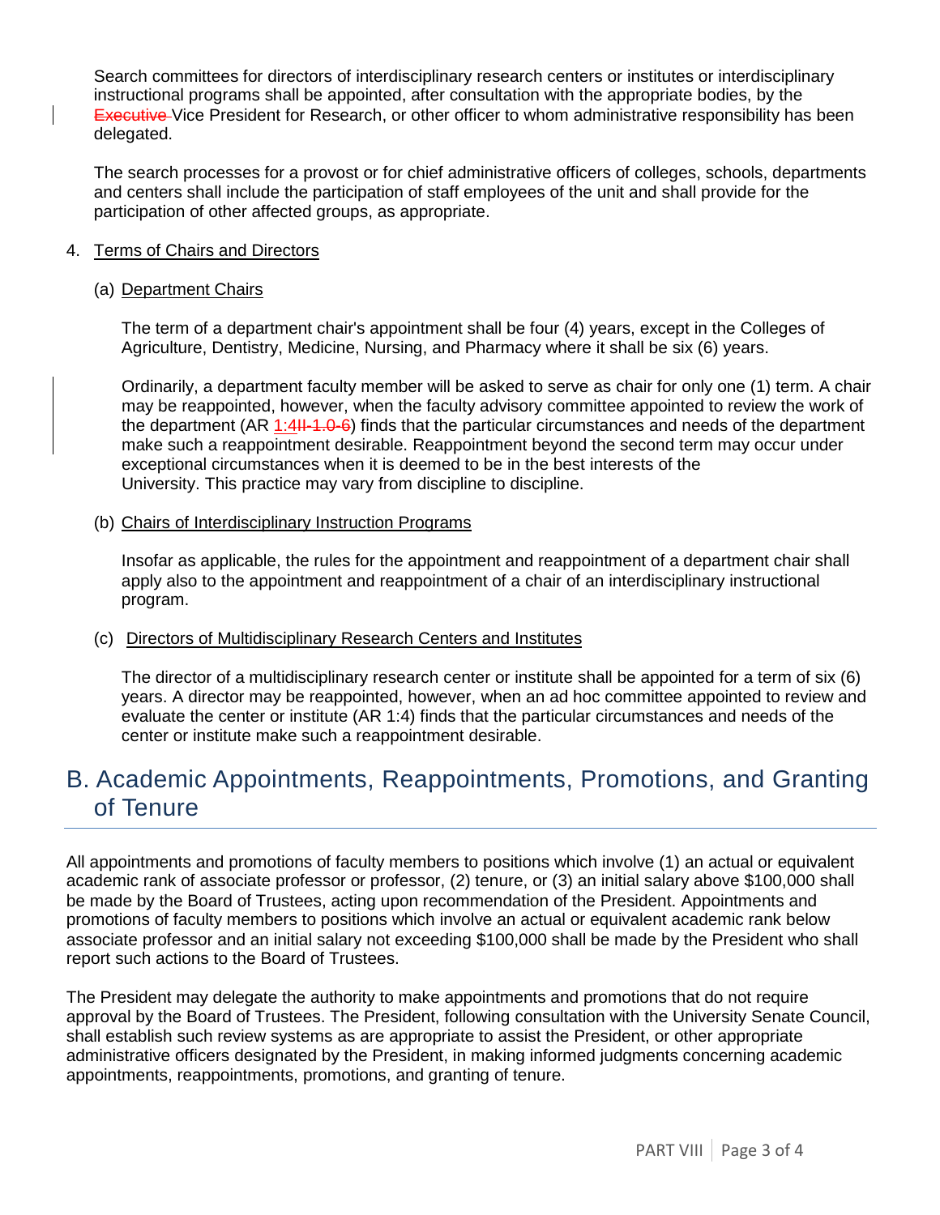Search committees for directors of interdisciplinary research centers or institutes or interdisciplinary instructional programs shall be appointed, after consultation with the appropriate bodies, by the ~~Executive~~ Vice President for Research, or other officer to whom administrative responsibility has been delegated.

The search processes for a provost or for chief administrative officers of colleges, schools, departments and centers shall include the participation of staff employees of the unit and shall provide for the participation of other affected groups, as appropriate.

4. Terms of Chairs and Directors

   (a) Department Chairs

   The term of a department chair's appointment shall be four (4) years, except in the Colleges of Agriculture, Dentistry, Medicine, Nursing, and Pharmacy where it shall be six (6) years.

   Ordinarily, a department faculty member will be asked to serve as chair for only one (1) term. A chair may be reappointed, however, when the faculty advisory committee appointed to review the work of the department (AR 1:4~~II-1.0-6~~) finds that the particular circumstances and needs of the department make such a reappointment desirable. Reappointment beyond the second term may occur under exceptional circumstances when it is deemed to be in the best interests of the University. This practice may vary from discipline to discipline.

   (b) Chairs of Interdisciplinary Instruction Programs

   Insofar as applicable, the rules for the appointment and reappointment of a department chair shall apply also to the appointment and reappointment of a chair of an interdisciplinary instructional program.

   (c) Directors of Multidisciplinary Research Centers and Institutes

   The director of a multidisciplinary research center or institute shall be appointed for a term of six (6) years. A director may be reappointed, however, when an ad hoc committee appointed to review and evaluate the center or institute (AR 1:4) finds that the particular circumstances and needs of the center or institute make such a reappointment desirable.

## B. Academic Appointments, Reappointments, Promotions, and Granting of Tenure

All appointments and promotions of faculty members to positions which involve (1) an actual or equivalent academic rank of associate professor or professor, (2) tenure, or (3) an initial salary above $100,000 shall be made by the Board of Trustees, acting upon recommendation of the President. Appointments and promotions of faculty members to positions which involve an actual or equivalent academic rank below associate professor and an initial salary not exceeding $100,000 shall be made by the President who shall report such actions to the Board of Trustees.

The President may delegate the authority to make appointments and promotions that do not require approval by the Board of Trustees. The President, following consultation with the University Senate Council, shall establish such review systems as are appropriate to assist the President, or other appropriate administrative officers designated by the President, in making informed judgments concerning academic appointments, reappointments, promotions, and granting of tenure.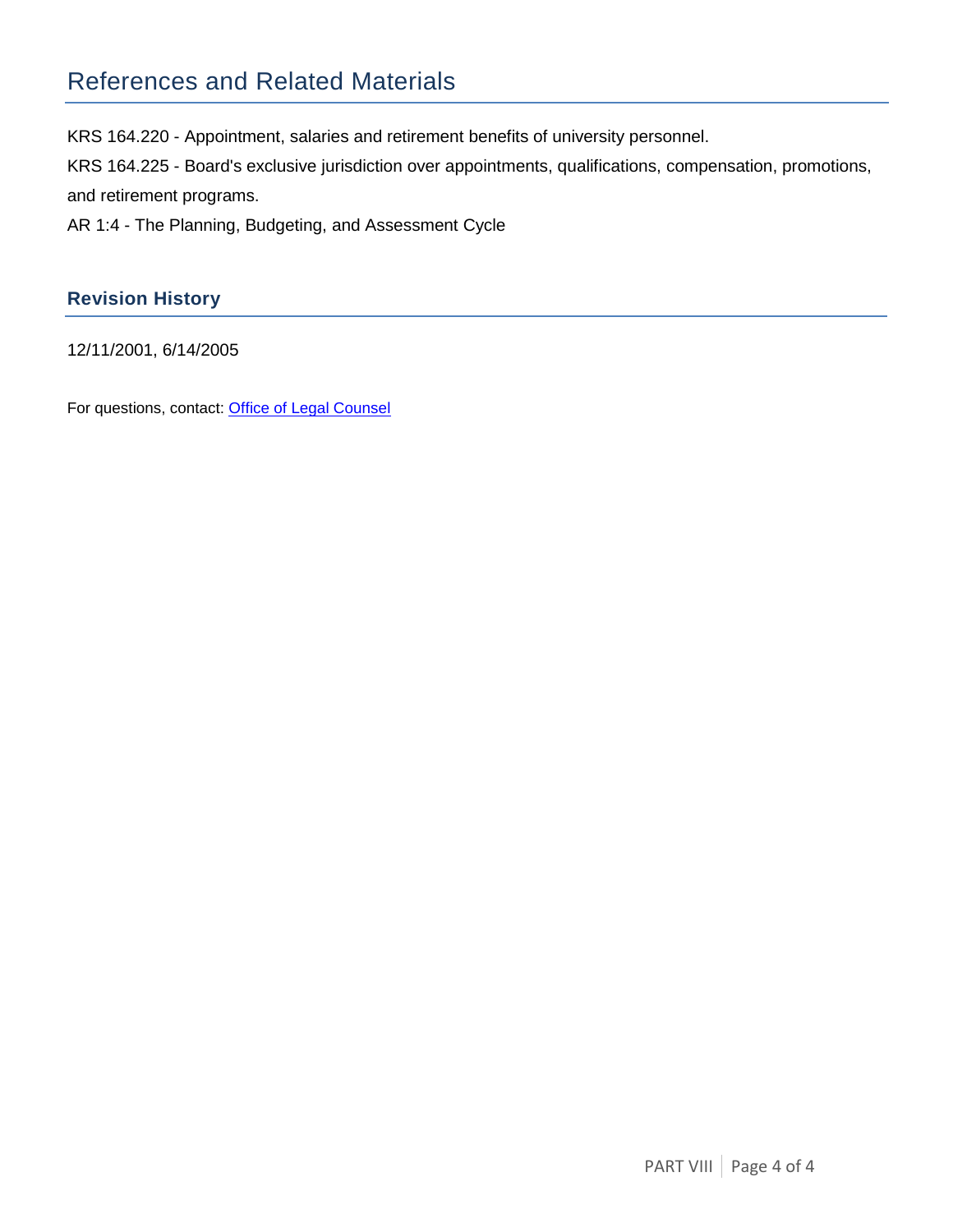## References and Related Materials

KRS 164.220 - Appointment, salaries and retirement benefits of university personnel.

KRS 164.225 - Board's exclusive jurisdiction over appointments, qualifications, compensation, promotions, and retirement programs.

AR 1:4 - The Planning, Budgeting, and Assessment Cycle

### Revision History

12/11/2001, 6/14/2005

For questions, contact: Office of Legal Counsel